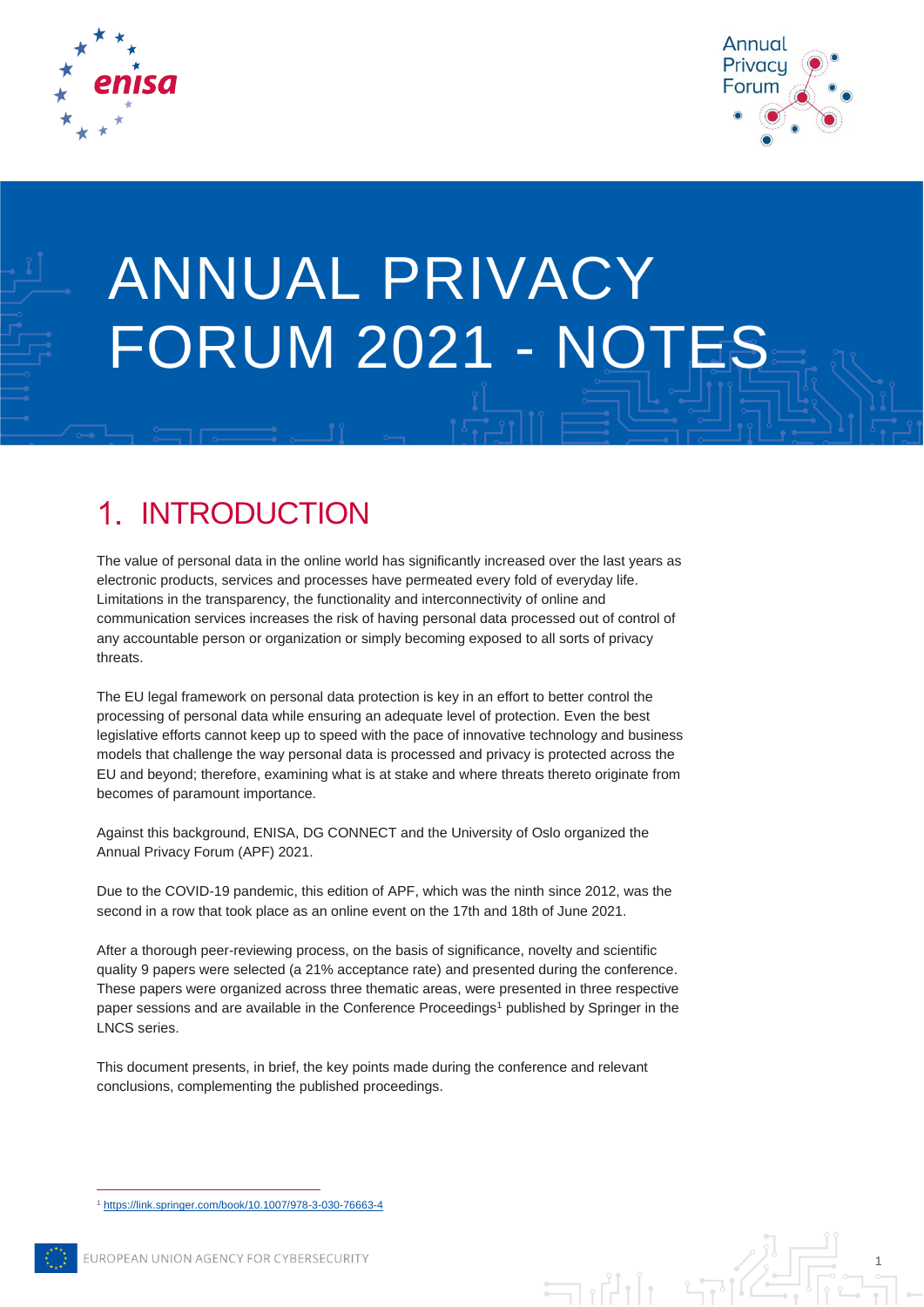# ANNUAL PRIVACY FORUM 2021 - NOTES

## 1. INTRODUCTION

The value of personal data in the online world has significantly increased over the last years as electronic products, services and processes have permeated every fold of everyday life. Limitations in the transparency, the functionality and interconnectivity of online and communication services increases the risk of having personal data processed out of control of any accountable person or organization or simply becoming exposed to all sorts of privacy threats.

The EU legal framework on personal data protection is key in an effort to better control the processing of personal data while ensuring an adequate level of protection. Even the best legislative efforts cannot keep up to speed with the pace of innovative technology and business models that challenge the way personal data is processed and privacy is protected across the EU and beyond; therefore, examining what is at stake and where threats thereto originate from becomes of paramount importance.

Against this background, ENISA, DG CONNECT and the University of Oslo organized the Annual Privacy Forum (APF) 2021.

Due to the COVID-19 pandemic, this edition of APF, which was the ninth since 2012, was the second in a row that took place as an online event on the 17th and 18th of June 2021.

After a thorough peer-reviewing process, on the basis of significance, novelty and scientific quality 9 papers were selected (a 21% acceptance rate) and presented during the conference. These papers were organized across three thematic areas, were presented in three respective paper sessions and are available in the Conference Proceedings[1] published by Springer in the LNCS series.

This document presents, in brief, the key points made during the conference and relevant conclusions, complementing the published proceedings.

[1] https://link.springer.com/book/10.1007/978-3-030-76663-4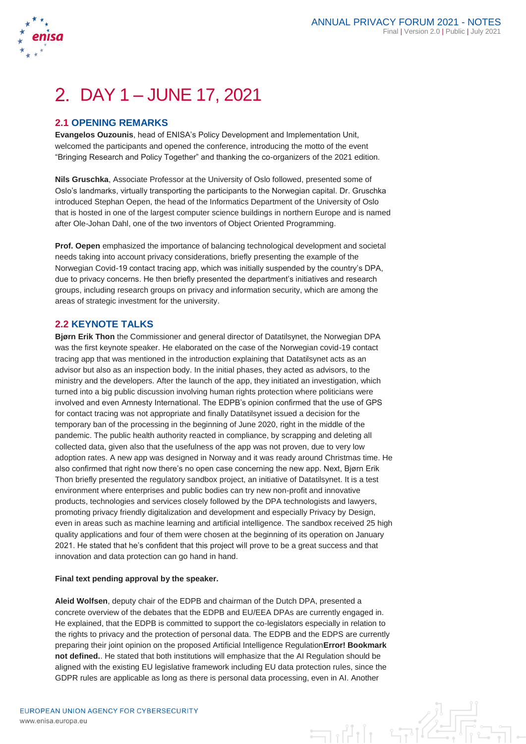// Error: Unable to parse due to format constraints? No, produce normally.

# 2. DAY 1 – JUNE 17, 2021

## 2.1 OPENING REMARKS

**Evangelos Ouzounis**, head of ENISA's Policy Development and Implementation Unit, welcomed the participants and opened the conference, introducing the motto of the event "Bringing Research and Policy Together" and thanking the co-organizers of the 2021 edition.

**Nils Gruschka**, Associate Professor at the University of Oslo followed, presented some of Oslo's landmarks, virtually transporting the participants to the Norwegian capital. Dr. Gruschka introduced Stephan Oepen, the head of the Informatics Department of the University of Oslo that is hosted in one of the largest computer science buildings in northern Europe and is named after Ole-Johan Dahl, one of the two inventors of Object Oriented Programming.

**Prof. Oepen** emphasized the importance of balancing technological development and societal needs taking into account privacy considerations, briefly presenting the example of the Norwegian Covid-19 contact tracing app, which was initially suspended by the country's DPA, due to privacy concerns. He then briefly presented the department's initiatives and research groups, including research groups on privacy and information security, which are among the areas of strategic investment for the university.

## 2.2 KEYNOTE TALKS

**Bjørn Erik Thon** the Commissioner and general director of Datatilsynet, the Norwegian DPA was the first keynote speaker. He elaborated on the case of the Norwegian covid-19 contact tracing app that was mentioned in the introduction explaining that Datatilsynet acts as an advisor but also as an inspection body. In the initial phases, they acted as advisors, to the ministry and the developers. After the launch of the app, they initiated an investigation, which turned into a big public discussion involving human rights protection where politicians were involved and even Amnesty International. The EDPB's opinion confirmed that the use of GPS for contact tracing was not appropriate and finally Datatilsynet issued a decision for the temporary ban of the processing in the beginning of June 2020, right in the middle of the pandemic. The public health authority reacted in compliance, by scrapping and deleting all collected data, given also that the usefulness of the app was not proven, due to very low adoption rates. A new app was designed in Norway and it was ready around Christmas time. He also confirmed that right now there's no open case concerning the new app. Next, Bjørn Erik Thon briefly presented the regulatory sandbox project, an initiative of Datatilsynet. It is a test environment where enterprises and public bodies can try new non-profit and innovative products, technologies and services closely followed by the DPA technologists and lawyers, promoting privacy friendly digitalization and development and especially Privacy by Design, even in areas such as machine learning and artificial intelligence. The sandbox received 25 high quality applications and four of them were chosen at the beginning of its operation on January 2021. He stated that he's confident that this project will prove to be a great success and that innovation and data protection can go hand in hand.

**Final text pending approval by the speaker.**

**Aleid Wolfsen**, deputy chair of the EDPB and chairman of the Dutch DPA, presented a concrete overview of the debates that the EDPB and EU/EEA DPAs are currently engaged in. He explained, that the EDPB is committed to support the co-legislators especially in relation to the rights to privacy and the protection of personal data. The EDPB and the EDPS are currently preparing their joint opinion on the proposed Artificial Intelligence Regulation**Error! Bookmark not defined.**. He stated that both institutions will emphasize that the AI Regulation should be aligned with the existing EU legislative framework including EU data protection rules, since the GDPR rules are applicable as long as there is personal data processing, even in AI. Another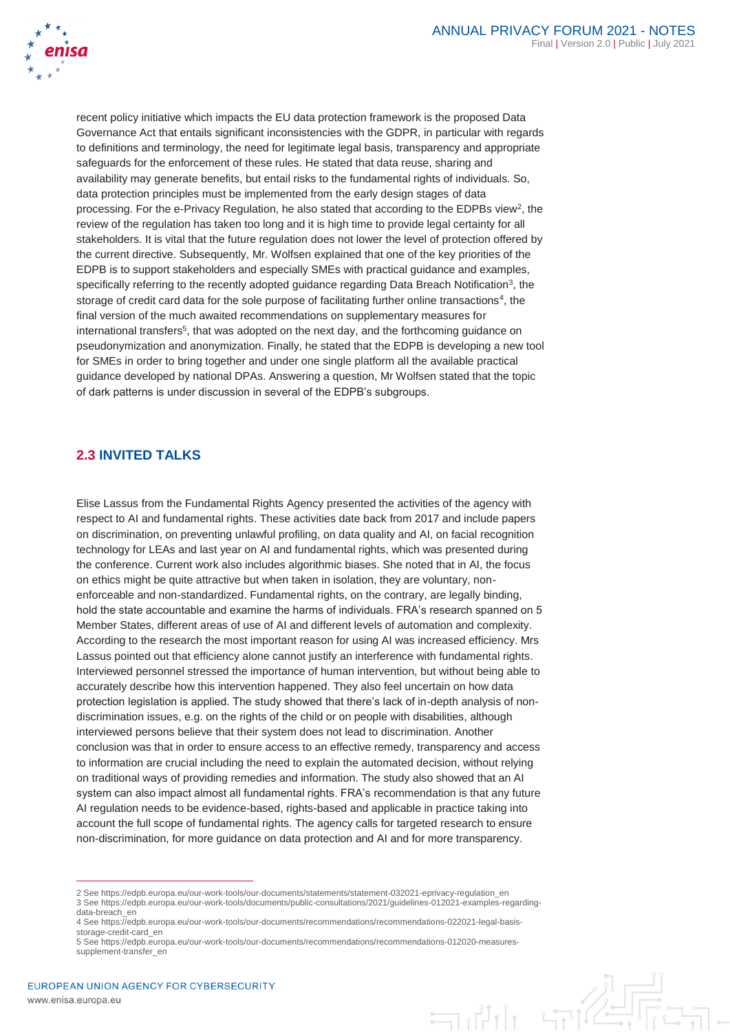recent policy initiative which impacts the EU data protection framework is the proposed Data Governance Act that entails significant inconsistencies with the GDPR, in particular with regards to definitions and terminology, the need for legitimate legal basis, transparency and appropriate safeguards for the enforcement of these rules. He stated that data reuse, sharing and availability may generate benefits, but entail risks to the fundamental rights of individuals. So, data protection principles must be implemented from the early design stages of data processing. For the e-Privacy Regulation, he also stated that according to the EDPBs view[2], the review of the regulation has taken too long and it is high time to provide legal certainty for all stakeholders. It is vital that the future regulation does not lower the level of protection offered by the current directive. Subsequently, Mr. Wolfsen explained that one of the key priorities of the EDPB is to support stakeholders and especially SMEs with practical guidance and examples, specifically referring to the recently adopted guidance regarding Data Breach Notification[3], the storage of credit card data for the sole purpose of facilitating further online transactions[4], the final version of the much awaited recommendations on supplementary measures for international transfers[5], that was adopted on the next day, and the forthcoming guidance on pseudonymization and anonymization. Finally, he stated that the EDPB is developing a new tool for SMEs in order to bring together and under one single platform all the available practical guidance developed by national DPAs. Answering a question, Mr Wolfsen stated that the topic of dark patterns is under discussion in several of the EDPB's subgroups.

## 2.3 INVITED TALKS

Elise Lassus from the Fundamental Rights Agency presented the activities of the agency with respect to AI and fundamental rights. These activities date back from 2017 and include papers on discrimination, on preventing unlawful profiling, on data quality and AI, on facial recognition technology for LEAs and last year on AI and fundamental rights, which was presented during the conference. Current work also includes algorithmic biases. She noted that in AI, the focus on ethics might be quite attractive but when taken in isolation, they are voluntary, non-enforceable and non-standardized. Fundamental rights, on the contrary, are legally binding, hold the state accountable and examine the harms of individuals. FRA's research spanned on 5 Member States, different areas of use of AI and different levels of automation and complexity. According to the research the most important reason for using AI was increased efficiency. Mrs Lassus pointed out that efficiency alone cannot justify an interference with fundamental rights. Interviewed personnel stressed the importance of human intervention, but without being able to accurately describe how this intervention happened. They also feel uncertain on how data protection legislation is applied. The study showed that there's lack of in-depth analysis of non-discrimination issues, e.g. on the rights of the child or on people with disabilities, although interviewed persons believe that their system does not lead to discrimination. Another conclusion was that in order to ensure access to an effective remedy, transparency and access to information are crucial including the need to explain the automated decision, without relying on traditional ways of providing remedies and information. The study also showed that an AI system can also impact almost all fundamental rights. FRA's recommendation is that any future AI regulation needs to be evidence-based, rights-based and applicable in practice taking into account the full scope of fundamental rights. The agency calls for targeted research to ensure non-discrimination, for more guidance on data protection and AI and for more transparency.

---

2 See https://edpb.europa.eu/our-work-tools/our-documents/statements/statement-032021-eprivacy-regulation_en

3 See https://edpb.europa.eu/our-work-tools/documents/public-consultations/2021/guidelines-012021-examples-regarding-data-breach_en

4 See https://edpb.europa.eu/our-work-tools/our-documents/recommendations/recommendations-022021-legal-basis-storage-credit-card_en

5 See https://edpb.europa.eu/our-work-tools/our-documents/recommendations/recommendations-012020-measures-supplement-transfer_en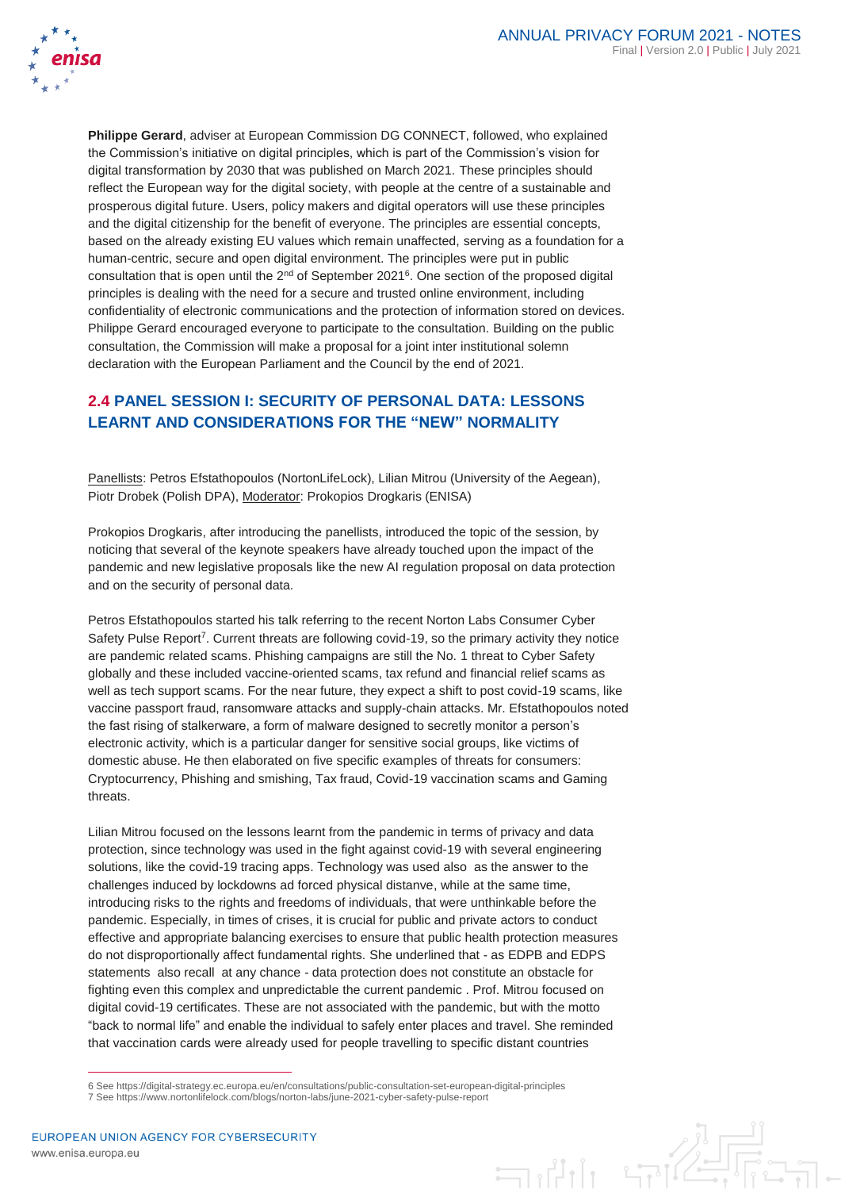**Philippe Gerard**, adviser at European Commission DG CONNECT, followed, who explained the Commission's initiative on digital principles, which is part of the Commission's vision for digital transformation by 2030 that was published on March 2021. These principles should reflect the European way for the digital society, with people at the centre of a sustainable and prosperous digital future. Users, policy makers and digital operators will use these principles and the digital citizenship for the benefit of everyone. The principles are essential concepts, based on the already existing EU values which remain unaffected, serving as a foundation for a human-centric, secure and open digital environment. The principles were put in public consultation that is open until the 2nd of September 2021[6]. One section of the proposed digital principles is dealing with the need for a secure and trusted online environment, including confidentiality of electronic communications and the protection of information stored on devices. Philippe Gerard encouraged everyone to participate to the consultation. Building on the public consultation, the Commission will make a proposal for a joint inter institutional solemn declaration with the European Parliament and the Council by the end of 2021.

## 2.4 PANEL SESSION I: SECURITY OF PERSONAL DATA: LESSONS LEARNT AND CONSIDERATIONS FOR THE "NEW" NORMALITY

Panellists: Petros Efstathopoulos (NortonLifeLock), Lilian Mitrou (University of the Aegean), Piotr Drobek (Polish DPA), Moderator: Prokopios Drogkaris (ENISA)

Prokopios Drogkaris, after introducing the panellists, introduced the topic of the session, by noticing that several of the keynote speakers have already touched upon the impact of the pandemic and new legislative proposals like the new AI regulation proposal on data protection and on the security of personal data.

Petros Efstathopoulos started his talk referring to the recent Norton Labs Consumer Cyber Safety Pulse Report[7]. Current threats are following covid-19, so the primary activity they notice are pandemic related scams. Phishing campaigns are still the No. 1 threat to Cyber Safety globally and these included vaccine-oriented scams, tax refund and financial relief scams as well as tech support scams. For the near future, they expect a shift to post covid-19 scams, like vaccine passport fraud, ransomware attacks and supply-chain attacks. Mr. Efstathopoulos noted the fast rising of stalkerware, a form of malware designed to secretly monitor a person's electronic activity, which is a particular danger for sensitive social groups, like victims of domestic abuse. He then elaborated on five specific examples of threats for consumers: Cryptocurrency, Phishing and smishing, Tax fraud, Covid-19 vaccination scams and Gaming threats.

Lilian Mitrou focused on the lessons learnt from the pandemic in terms of privacy and data protection, since technology was used in the fight against covid-19 with several engineering solutions, like the covid-19 tracing apps. Technology was used also as the answer to the challenges induced by lockdowns ad forced physical distanve, while at the same time, introducing risks to the rights and freedoms of individuals, that were unthinkable before the pandemic. Especially, in times of crises, it is crucial for public and private actors to conduct effective and appropriate balancing exercises to ensure that public health protection measures do not disproportionally affect fundamental rights. She underlined that - as EDPB and EDPS statements also recall at any chance - data protection does not constitute an obstacle for fighting even this complex and unpredictable the current pandemic . Prof. Mitrou focused on digital covid-19 certificates. These are not associated with the pandemic, but with the motto "back to normal life" and enable the individual to safely enter places and travel. She reminded that vaccination cards were already used for people travelling to specific distant countries

6 See https://digital-strategy.ec.europa.eu/en/consultations/public-consultation-set-european-digital-principles
7 See https://www.nortonlifelock.com/blogs/norton-labs/june-2021-cyber-safety-pulse-report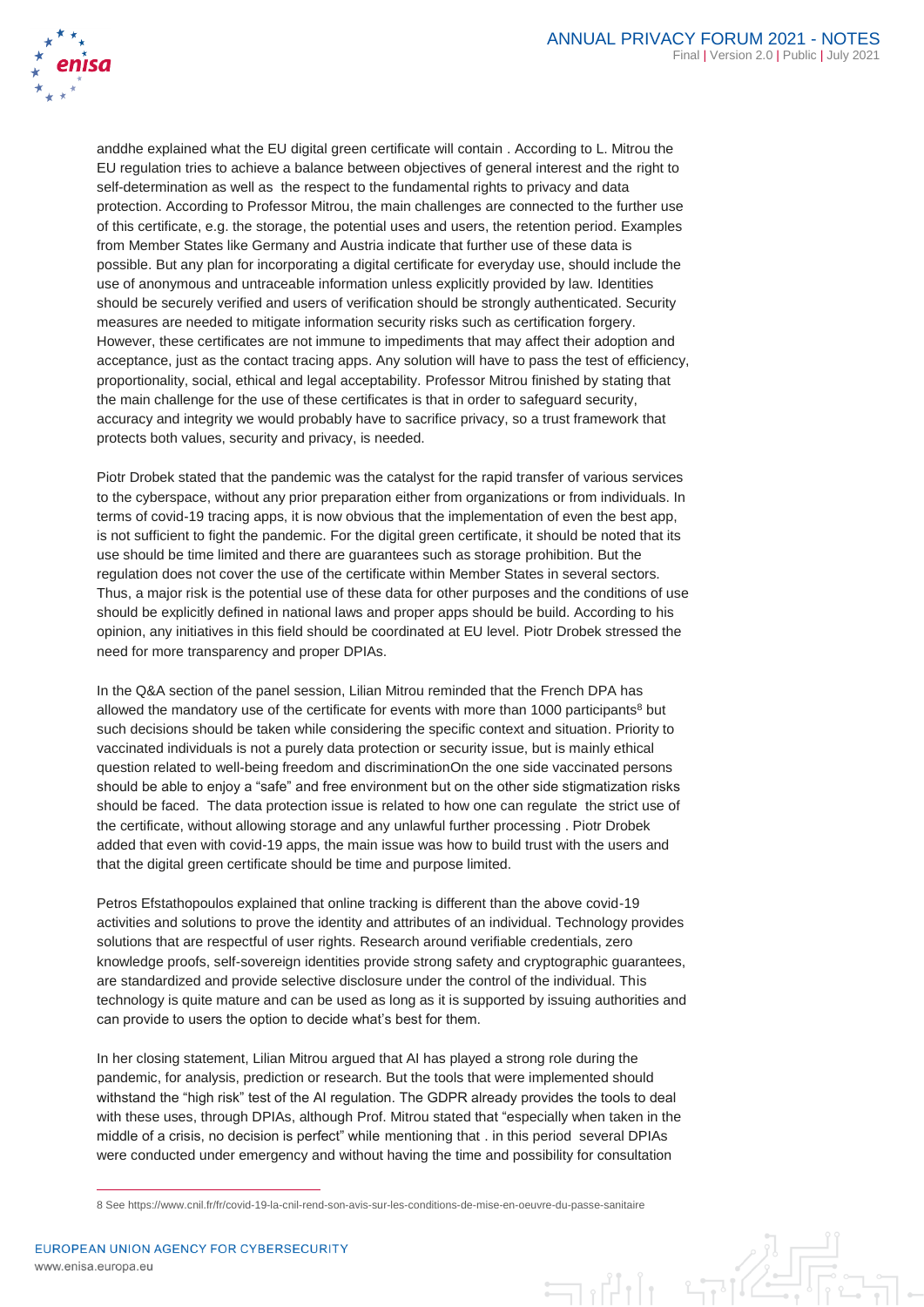anddhe explained what the EU digital green certificate will contain . According to L. Mitrou the EU regulation tries to achieve a balance between objectives of general interest and the right to self-determination as well as the respect to the fundamental rights to privacy and data protection. According to Professor Mitrou, the main challenges are connected to the further use of this certificate, e.g. the storage, the potential uses and users, the retention period. Examples from Member States like Germany and Austria indicate that further use of these data is possible. But any plan for incorporating a digital certificate for everyday use, should include the use of anonymous and untraceable information unless explicitly provided by law. Identities should be securely verified and users of verification should be strongly authenticated. Security measures are needed to mitigate information security risks such as certification forgery. However, these certificates are not immune to impediments that may affect their adoption and acceptance, just as the contact tracing apps. Any solution will have to pass the test of efficiency, proportionality, social, ethical and legal acceptability. Professor Mitrou finished by stating that the main challenge for the use of these certificates is that in order to safeguard security, accuracy and integrity we would probably have to sacrifice privacy, so a trust framework that protects both values, security and privacy, is needed.

Piotr Drobek stated that the pandemic was the catalyst for the rapid transfer of various services to the cyberspace, without any prior preparation either from organizations or from individuals. In terms of covid-19 tracing apps, it is now obvious that the implementation of even the best app, is not sufficient to fight the pandemic. For the digital green certificate, it should be noted that its use should be time limited and there are guarantees such as storage prohibition. But the regulation does not cover the use of the certificate within Member States in several sectors. Thus, a major risk is the potential use of these data for other purposes and the conditions of use should be explicitly defined in national laws and proper apps should be build. According to his opinion, any initiatives in this field should be coordinated at EU level. Piotr Drobek stressed the need for more transparency and proper DPIAs.

In the Q&A section of the panel session, Lilian Mitrou reminded that the French DPA has allowed the mandatory use of the certificate for events with more than 1000 participants[8] but such decisions should be taken while considering the specific context and situation. Priority to vaccinated individuals is not a purely data protection or security issue, but is mainly ethical question related to well-being freedom and discriminationOn the one side vaccinated persons should be able to enjoy a "safe" and free environment but on the other side stigmatization risks should be faced. The data protection issue is related to how one can regulate the strict use of the certificate, without allowing storage and any unlawful further processing . Piotr Drobek added that even with covid-19 apps, the main issue was how to build trust with the users and that the digital green certificate should be time and purpose limited.

Petros Efstathopoulos explained that online tracking is different than the above covid-19 activities and solutions to prove the identity and attributes of an individual. Technology provides solutions that are respectful of user rights. Research around verifiable credentials, zero knowledge proofs, self-sovereign identities provide strong safety and cryptographic guarantees, are standardized and provide selective disclosure under the control of the individual. This technology is quite mature and can be used as long as it is supported by issuing authorities and can provide to users the option to decide what's best for them.

In her closing statement, Lilian Mitrou argued that AI has played a strong role during the pandemic, for analysis, prediction or research. But the tools that were implemented should withstand the "high risk" test of the AI regulation. The GDPR already provides the tools to deal with these uses, through DPIAs, although Prof. Mitrou stated that "especially when taken in the middle of a crisis, no decision is perfect" while mentioning that . in this period several DPIAs were conducted under emergency and without having the time and possibility for consultation

---

8 See https://www.cnil.fr/fr/covid-19-la-cnil-rend-son-avis-sur-les-conditions-de-mise-en-oeuvre-du-passe-sanitaire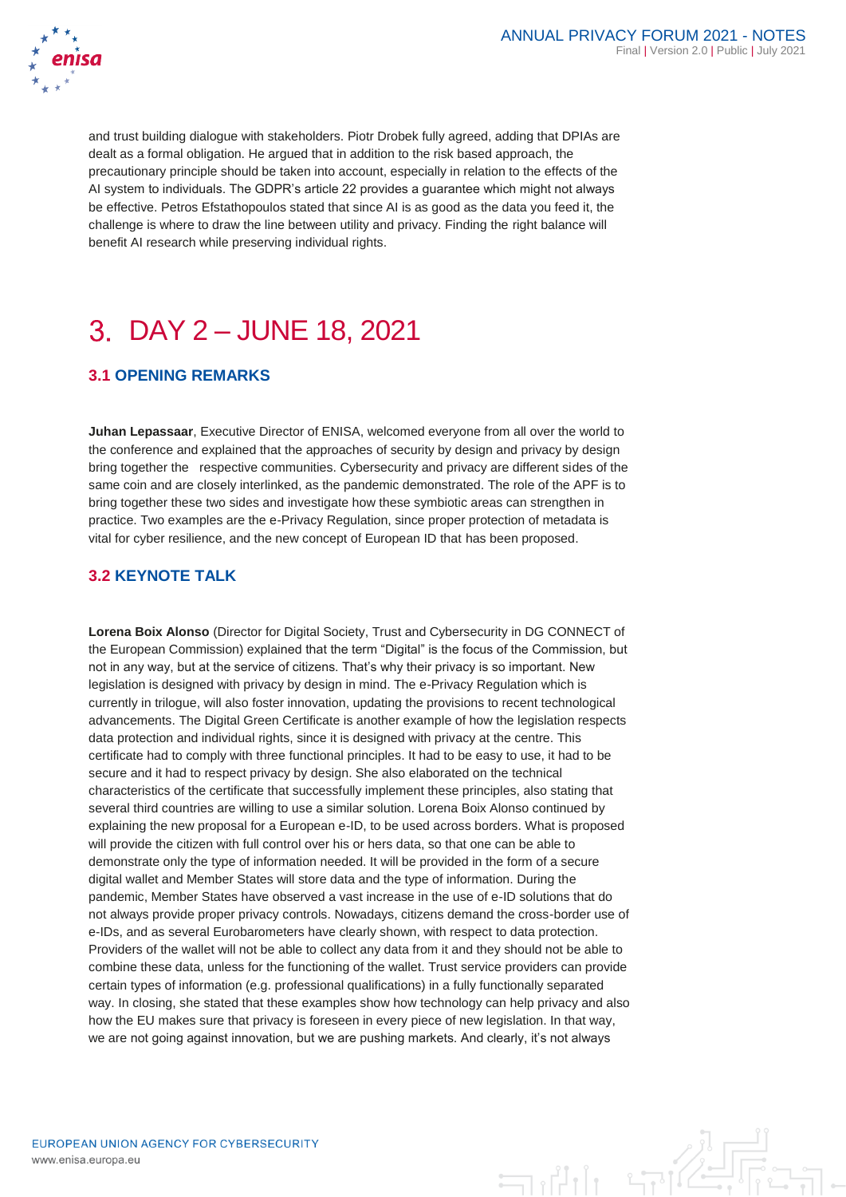and trust building dialogue with stakeholders. Piotr Drobek fully agreed, adding that DPIAs are dealt as a formal obligation. He argued that in addition to the risk based approach, the precautionary principle should be taken into account, especially in relation to the effects of the AI system to individuals. The GDPR's article 22 provides a guarantee which might not always be effective. Petros Efstathopoulos stated that since AI is as good as the data you feed it, the challenge is where to draw the line between utility and privacy. Finding the right balance will benefit AI research while preserving individual rights.

# 3. DAY 2 – JUNE 18, 2021

## 3.1 OPENING REMARKS

**Juhan Lepassaar**, Executive Director of ENISA, welcomed everyone from all over the world to the conference and explained that the approaches of security by design and privacy by design bring together the respective communities. Cybersecurity and privacy are different sides of the same coin and are closely interlinked, as the pandemic demonstrated. The role of the APF is to bring together these two sides and investigate how these symbiotic areas can strengthen in practice. Two examples are the e-Privacy Regulation, since proper protection of metadata is vital for cyber resilience, and the new concept of European ID that has been proposed.

## 3.2 KEYNOTE TALK

**Lorena Boix Alonso** (Director for Digital Society, Trust and Cybersecurity in DG CONNECT of the European Commission) explained that the term "Digital" is the focus of the Commission, but not in any way, but at the service of citizens. That's why their privacy is so important. New legislation is designed with privacy by design in mind. The e-Privacy Regulation which is currently in trilogue, will also foster innovation, updating the provisions to recent technological advancements. The Digital Green Certificate is another example of how the legislation respects data protection and individual rights, since it is designed with privacy at the centre. This certificate had to comply with three functional principles. It had to be easy to use, it had to be secure and it had to respect privacy by design. She also elaborated on the technical characteristics of the certificate that successfully implement these principles, also stating that several third countries are willing to use a similar solution. Lorena Boix Alonso continued by explaining the new proposal for a European e-ID, to be used across borders. What is proposed will provide the citizen with full control over his or hers data, so that one can be able to demonstrate only the type of information needed. It will be provided in the form of a secure digital wallet and Member States will store data and the type of information. During the pandemic, Member States have observed a vast increase in the use of e-ID solutions that do not always provide proper privacy controls. Nowadays, citizens demand the cross-border use of e-IDs, and as several Eurobarometers have clearly shown, with respect to data protection. Providers of the wallet will not be able to collect any data from it and they should not be able to combine these data, unless for the functioning of the wallet. Trust service providers can provide certain types of information (e.g. professional qualifications) in a fully functionally separated way. In closing, she stated that these examples show how technology can help privacy and also how the EU makes sure that privacy is foreseen in every piece of new legislation. In that way, we are not going against innovation, but we are pushing markets. And clearly, it's not always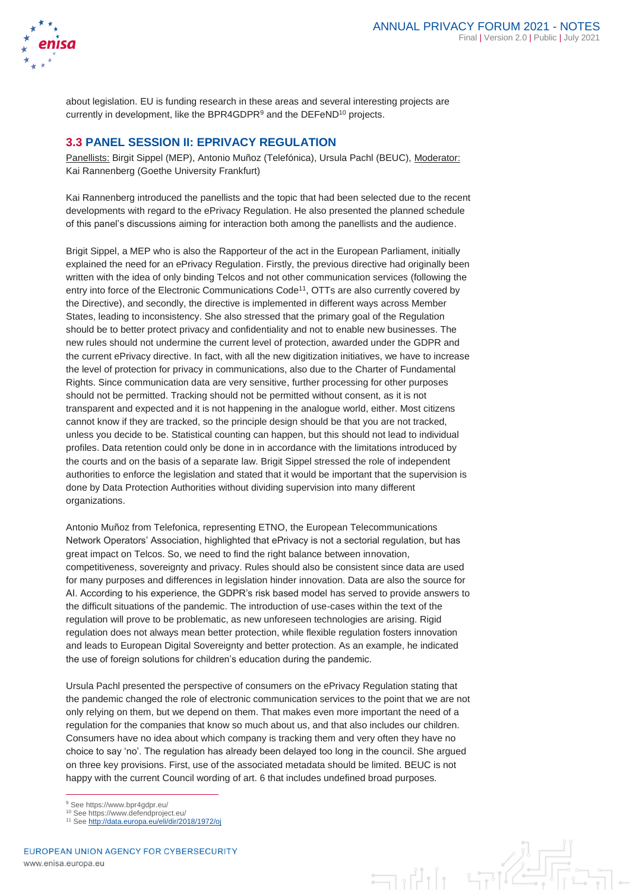about legislation. EU is funding research in these areas and several interesting projects are currently in development, like the BPR4GDPR[9] and the DEFeND[10] projects.

## 3.3 PANEL SESSION II: EPRIVACY REGULATION

Panellists: Birgit Sippel (MEP), Antonio Muñoz (Telefónica), Ursula Pachl (BEUC), Moderator: Kai Rannenberg (Goethe University Frankfurt)

Kai Rannenberg introduced the panellists and the topic that had been selected due to the recent developments with regard to the ePrivacy Regulation. He also presented the planned schedule of this panel's discussions aiming for interaction both among the panellists and the audience.

Brigit Sippel, a MEP who is also the Rapporteur of the act in the European Parliament, initially explained the need for an ePrivacy Regulation. Firstly, the previous directive had originally been written with the idea of only binding Telcos and not other communication services (following the entry into force of the Electronic Communications Code[11], OTTs are also currently covered by the Directive), and secondly, the directive is implemented in different ways across Member States, leading to inconsistency. She also stressed that the primary goal of the Regulation should be to better protect privacy and confidentiality and not to enable new businesses. The new rules should not undermine the current level of protection, awarded under the GDPR and the current ePrivacy directive. In fact, with all the new digitization initiatives, we have to increase the level of protection for privacy in communications, also due to the Charter of Fundamental Rights. Since communication data are very sensitive, further processing for other purposes should not be permitted. Tracking should not be permitted without consent, as it is not transparent and expected and it is not happening in the analogue world, either. Most citizens cannot know if they are tracked, so the principle design should be that you are not tracked, unless you decide to be. Statistical counting can happen, but this should not lead to individual profiles. Data retention could only be done in in accordance with the limitations introduced by the courts and on the basis of a separate law. Brigit Sippel stressed the role of independent authorities to enforce the legislation and stated that it would be important that the supervision is done by Data Protection Authorities without dividing supervision into many different organizations.

Antonio Muñoz from Telefonica, representing ETNO, the European Telecommunications Network Operators' Association, highlighted that ePrivacy is not a sectorial regulation, but has great impact on Telcos. So, we need to find the right balance between innovation, competitiveness, sovereignty and privacy. Rules should also be consistent since data are used for many purposes and differences in legislation hinder innovation. Data are also the source for AI. According to his experience, the GDPR's risk based model has served to provide answers to the difficult situations of the pandemic. The introduction of use-cases within the text of the regulation will prove to be problematic, as new unforeseen technologies are arising. Rigid regulation does not always mean better protection, while flexible regulation fosters innovation and leads to European Digital Sovereignty and better protection. As an example, he indicated the use of foreign solutions for children's education during the pandemic.

Ursula Pachl presented the perspective of consumers on the ePrivacy Regulation stating that the pandemic changed the role of electronic communication services to the point that we are not only relying on them, but we depend on them. That makes even more important the need of a regulation for the companies that know so much about us, and that also includes our children. Consumers have no idea about which company is tracking them and very often they have no choice to say 'no'. The regulation has already been delayed too long in the council. She argued on three key provisions. First, use of the associated metadata should be limited. BEUC is not happy with the current Council wording of art. 6 that includes undefined broad purposes.

---

[9] See https://www.bpr4gdpr.eu/
[10] See https://www.defendproject.eu/
[11] See http://data.europa.eu/eli/dir/2018/1972/oj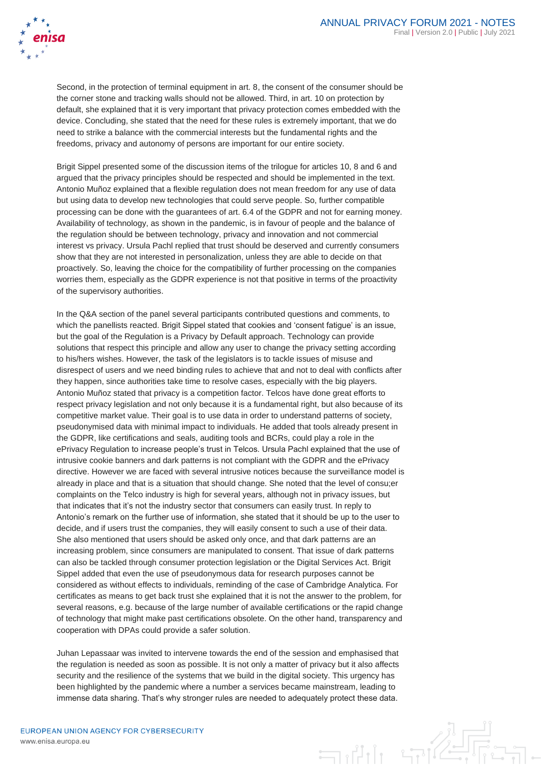Second, in the protection of terminal equipment in art. 8, the consent of the consumer should be the corner stone and tracking walls should not be allowed. Third, in art. 10 on protection by default, she explained that it is very important that privacy protection comes embedded with the device. Concluding, she stated that the need for these rules is extremely important, that we do need to strike a balance with the commercial interests but the fundamental rights and the freedoms, privacy and autonomy of persons are important for our entire society.

Brigit Sippel presented some of the discussion items of the trilogue for articles 10, 8 and 6 and argued that the privacy principles should be respected and should be implemented in the text. Antonio Muñoz explained that a flexible regulation does not mean freedom for any use of data but using data to develop new technologies that could serve people. So, further compatible processing can be done with the guarantees of art. 6.4 of the GDPR and not for earning money. Availability of technology, as shown in the pandemic, is in favour of people and the balance of the regulation should be between technology, privacy and innovation and not commercial interest vs privacy. Ursula Pachl replied that trust should be deserved and currently consumers show that they are not interested in personalization, unless they are able to decide on that proactively. So, leaving the choice for the compatibility of further processing on the companies worries them, especially as the GDPR experience is not that positive in terms of the proactivity of the supervisory authorities.

In the Q&A section of the panel several participants contributed questions and comments, to which the panellists reacted. Brigit Sippel stated that cookies and 'consent fatigue' is an issue, but the goal of the Regulation is a Privacy by Default approach. Technology can provide solutions that respect this principle and allow any user to change the privacy setting according to his/hers wishes. However, the task of the legislators is to tackle issues of misuse and disrespect of users and we need binding rules to achieve that and not to deal with conflicts after they happen, since authorities take time to resolve cases, especially with the big players. Antonio Muñoz stated that privacy is a competition factor. Telcos have done great efforts to respect privacy legislation and not only because it is a fundamental right, but also because of its competitive market value. Their goal is to use data in order to understand patterns of society, pseudonymised data with minimal impact to individuals. He added that tools already present in the GDPR, like certifications and seals, auditing tools and BCRs, could play a role in the ePrivacy Regulation to increase people's trust in Telcos. Ursula Pachl explained that the use of intrusive cookie banners and dark patterns is not compliant with the GDPR and the ePrivacy directive. However we are faced with several intrusive notices because the surveillance model is already in place and that is a situation that should change. She noted that the level of consu;er complaints on the Telco industry is high for several years, although not in privacy issues, but that indicates that it's not the industry sector that consumers can easily trust. In reply to Antonio's remark on the further use of information, she stated that it should be up to the user to decide, and if users trust the companies, they will easily consent to such a use of their data. She also mentioned that users should be asked only once, and that dark patterns are an increasing problem, since consumers are manipulated to consent. That issue of dark patterns can also be tackled through consumer protection legislation or the Digital Services Act. Brigit Sippel added that even the use of pseudonymous data for research purposes cannot be considered as without effects to individuals, reminding of the case of Cambridge Analytica. For certificates as means to get back trust she explained that it is not the answer to the problem, for several reasons, e.g. because of the large number of available certifications or the rapid change of technology that might make past certifications obsolete. On the other hand, transparency and cooperation with DPAs could provide a safer solution.

Juhan Lepassaar was invited to intervene towards the end of the session and emphasised that the regulation is needed as soon as possible. It is not only a matter of privacy but it also affects security and the resilience of the systems that we build in the digital society. This urgency has been highlighted by the pandemic where a number a services became mainstream, leading to immense data sharing. That's why stronger rules are needed to adequately protect these data.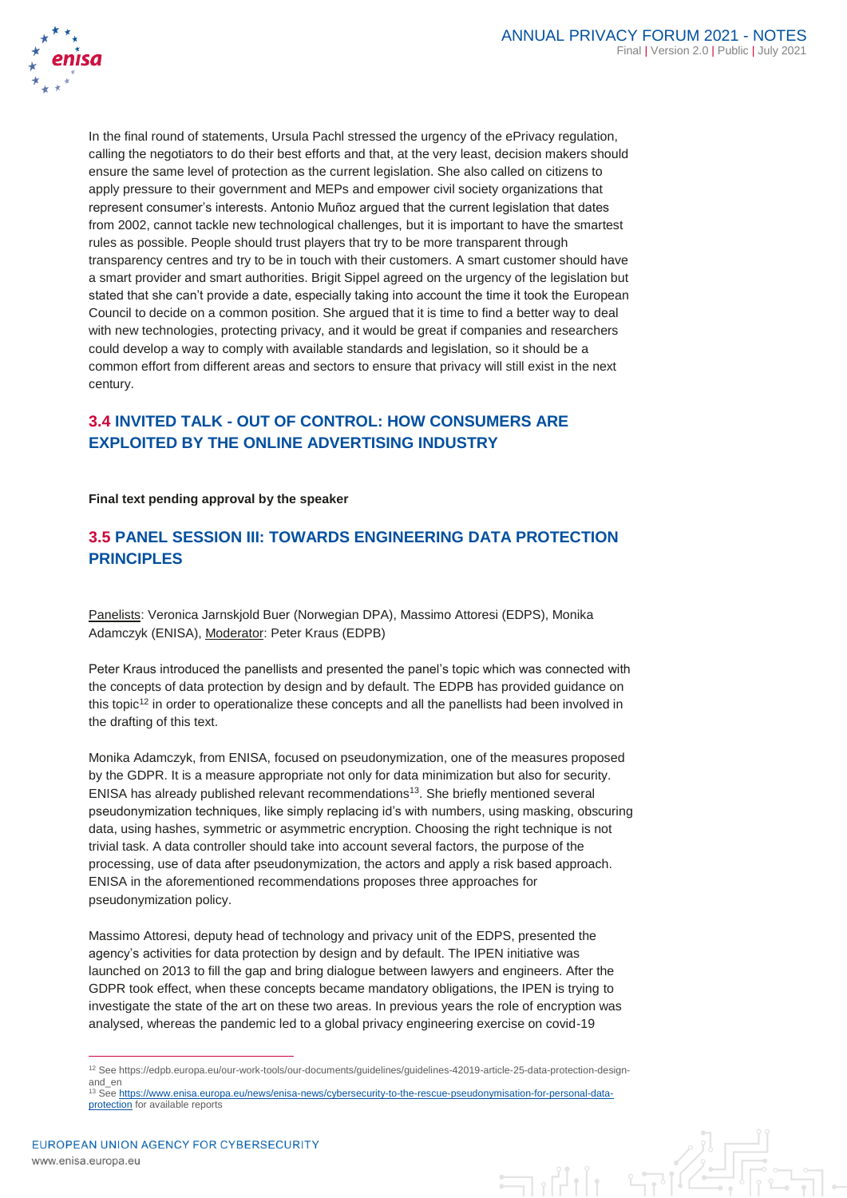In the final round of statements, Ursula Pachl stressed the urgency of the ePrivacy regulation, calling the negotiators to do their best efforts and that, at the very least, decision makers should ensure the same level of protection as the current legislation. She also called on citizens to apply pressure to their government and MEPs and empower civil society organizations that represent consumer's interests. Antonio Muñoz argued that the current legislation that dates from 2002, cannot tackle new technological challenges, but it is important to have the smartest rules as possible. People should trust players that try to be more transparent through transparency centres and try to be in touch with their customers. A smart customer should have a smart provider and smart authorities. Brigit Sippel agreed on the urgency of the legislation but stated that she can't provide a date, especially taking into account the time it took the European Council to decide on a common position. She argued that it is time to find a better way to deal with new technologies, protecting privacy, and it would be great if companies and researchers could develop a way to comply with available standards and legislation, so it should be a common effort from different areas and sectors to ensure that privacy will still exist in the next century.

## 3.4 INVITED TALK - OUT OF CONTROL: HOW CONSUMERS ARE EXPLOITED BY THE ONLINE ADVERTISING INDUSTRY

**Final text pending approval by the speaker**

## 3.5 PANEL SESSION III: TOWARDS ENGINEERING DATA PROTECTION PRINCIPLES

Panelists: Veronica Jarnskjold Buer (Norwegian DPA), Massimo Attoresi (EDPS), Monika Adamczyk (ENISA), Moderator: Peter Kraus (EDPB)

Peter Kraus introduced the panellists and presented the panel's topic which was connected with the concepts of data protection by design and by default. The EDPB has provided guidance on this topic[12] in order to operationalize these concepts and all the panellists had been involved in the drafting of this text.

Monika Adamczyk, from ENISA, focused on pseudonymization, one of the measures proposed by the GDPR. It is a measure appropriate not only for data minimization but also for security. ENISA has already published relevant recommendations[13]. She briefly mentioned several pseudonymization techniques, like simply replacing id's with numbers, using masking, obscuring data, using hashes, symmetric or asymmetric encryption. Choosing the right technique is not trivial task. A data controller should take into account several factors, the purpose of the processing, use of data after pseudonymization, the actors and apply a risk based approach. ENISA in the aforementioned recommendations proposes three approaches for pseudonymization policy.

Massimo Attoresi, deputy head of technology and privacy unit of the EDPS, presented the agency's activities for data protection by design and by default. The IPEN initiative was launched on 2013 to fill the gap and bring dialogue between lawyers and engineers. After the GDPR took effect, when these concepts became mandatory obligations, the IPEN is trying to investigate the state of the art on these two areas. In previous years the role of encryption was analysed, whereas the pandemic led to a global privacy engineering exercise on covid-19

---

[12] See https://edpb.europa.eu/our-work-tools/our-documents/guidelines/guidelines-42019-article-25-data-protection-design-and_en

[13] See https://www.enisa.europa.eu/news/enisa-news/cybersecurity-to-the-rescue-pseudonymisation-for-personal-data-protection for available reports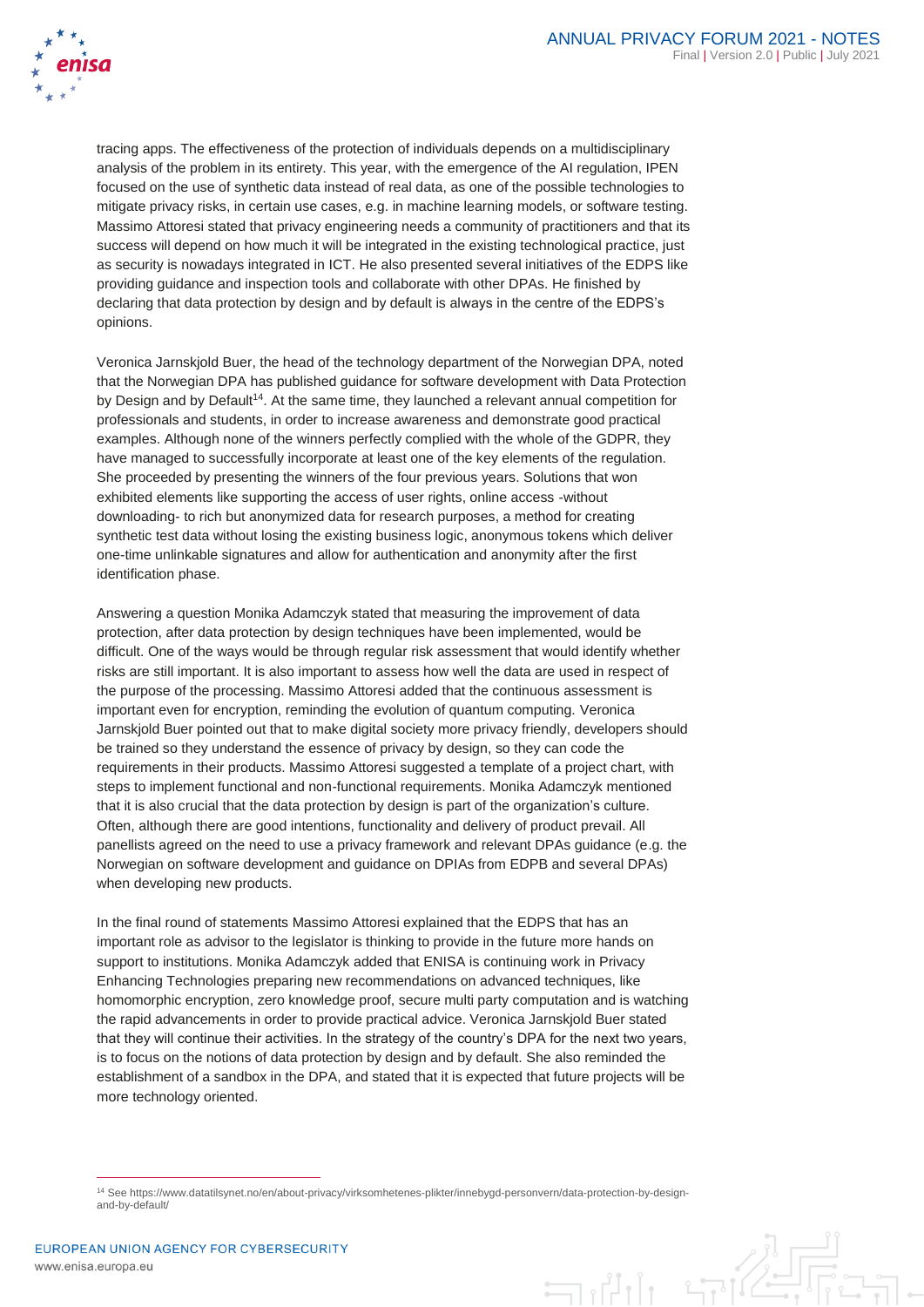tracing apps. The effectiveness of the protection of individuals depends on a multidisciplinary analysis of the problem in its entirety. This year, with the emergence of the AI regulation, IPEN focused on the use of synthetic data instead of real data, as one of the possible technologies to mitigate privacy risks, in certain use cases, e.g. in machine learning models, or software testing. Massimo Attoresi stated that privacy engineering needs a community of practitioners and that its success will depend on how much it will be integrated in the existing technological practice, just as security is nowadays integrated in ICT. He also presented several initiatives of the EDPS like providing guidance and inspection tools and collaborate with other DPAs. He finished by declaring that data protection by design and by default is always in the centre of the EDPS's opinions.

Veronica Jarnskjold Buer, the head of the technology department of the Norwegian DPA, noted that the Norwegian DPA has published guidance for software development with Data Protection by Design and by Default[14]. At the same time, they launched a relevant annual competition for professionals and students, in order to increase awareness and demonstrate good practical examples. Although none of the winners perfectly complied with the whole of the GDPR, they have managed to successfully incorporate at least one of the key elements of the regulation. She proceeded by presenting the winners of the four previous years. Solutions that won exhibited elements like supporting the access of user rights, online access -without downloading- to rich but anonymized data for research purposes, a method for creating synthetic test data without losing the existing business logic, anonymous tokens which deliver one-time unlinkable signatures and allow for authentication and anonymity after the first identification phase.

Answering a question Monika Adamczyk stated that measuring the improvement of data protection, after data protection by design techniques have been implemented, would be difficult. One of the ways would be through regular risk assessment that would identify whether risks are still important. It is also important to assess how well the data are used in respect of the purpose of the processing. Massimo Attoresi added that the continuous assessment is important even for encryption, reminding the evolution of quantum computing. Veronica Jarnskjold Buer pointed out that to make digital society more privacy friendly, developers should be trained so they understand the essence of privacy by design, so they can code the requirements in their products. Massimo Attoresi suggested a template of a project chart, with steps to implement functional and non-functional requirements. Monika Adamczyk mentioned that it is also crucial that the data protection by design is part of the organization's culture. Often, although there are good intentions, functionality and delivery of product prevail. All panellists agreed on the need to use a privacy framework and relevant DPAs guidance (e.g. the Norwegian on software development and guidance on DPIAs from EDPB and several DPAs) when developing new products.

In the final round of statements Massimo Attoresi explained that the EDPS that has an important role as advisor to the legislator is thinking to provide in the future more hands on support to institutions. Monika Adamczyk added that ENISA is continuing work in Privacy Enhancing Technologies preparing new recommendations on advanced techniques, like homomorphic encryption, zero knowledge proof, secure multi party computation and is watching the rapid advancements in order to provide practical advice. Veronica Jarnskjold Buer stated that they will continue their activities. In the strategy of the country's DPA for the next two years, is to focus on the notions of data protection by design and by default. She also reminded the establishment of a sandbox in the DPA, and stated that it is expected that future projects will be more technology oriented.

[14] See https://www.datatilsynet.no/en/about-privacy/virksomhetenes-plikter/innebygd-personvern/data-protection-by-design-and-by-default/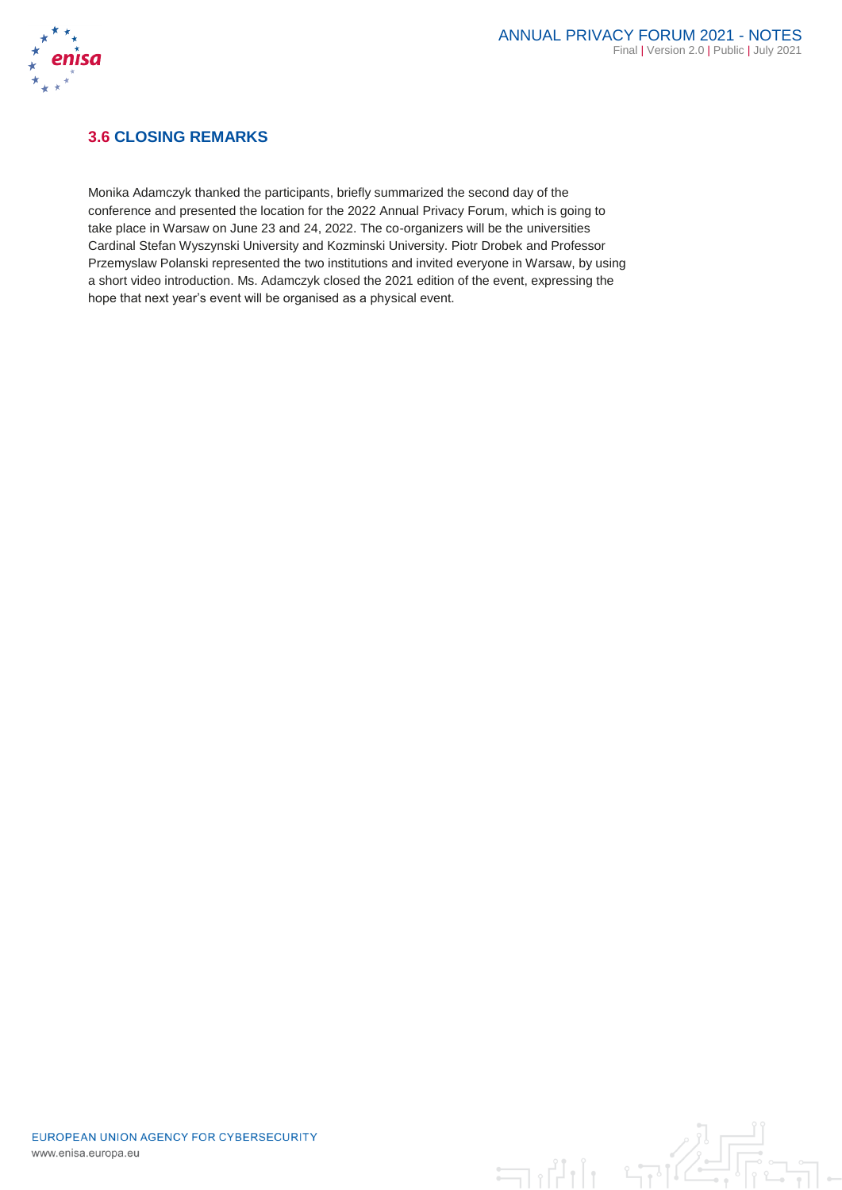## 3.6 CLOSING REMARKS

Monika Adamczyk thanked the participants, briefly summarized the second day of the conference and presented the location for the 2022 Annual Privacy Forum, which is going to take place in Warsaw on June 23 and 24, 2022. The co-organizers will be the universities Cardinal Stefan Wyszynski University and Kozminski University. Piotr Drobek and Professor Przemyslaw Polanski represented the two institutions and invited everyone in Warsaw, by using a short video introduction. Ms. Adamczyk closed the 2021 edition of the event, expressing the hope that next year's event will be organised as a physical event.